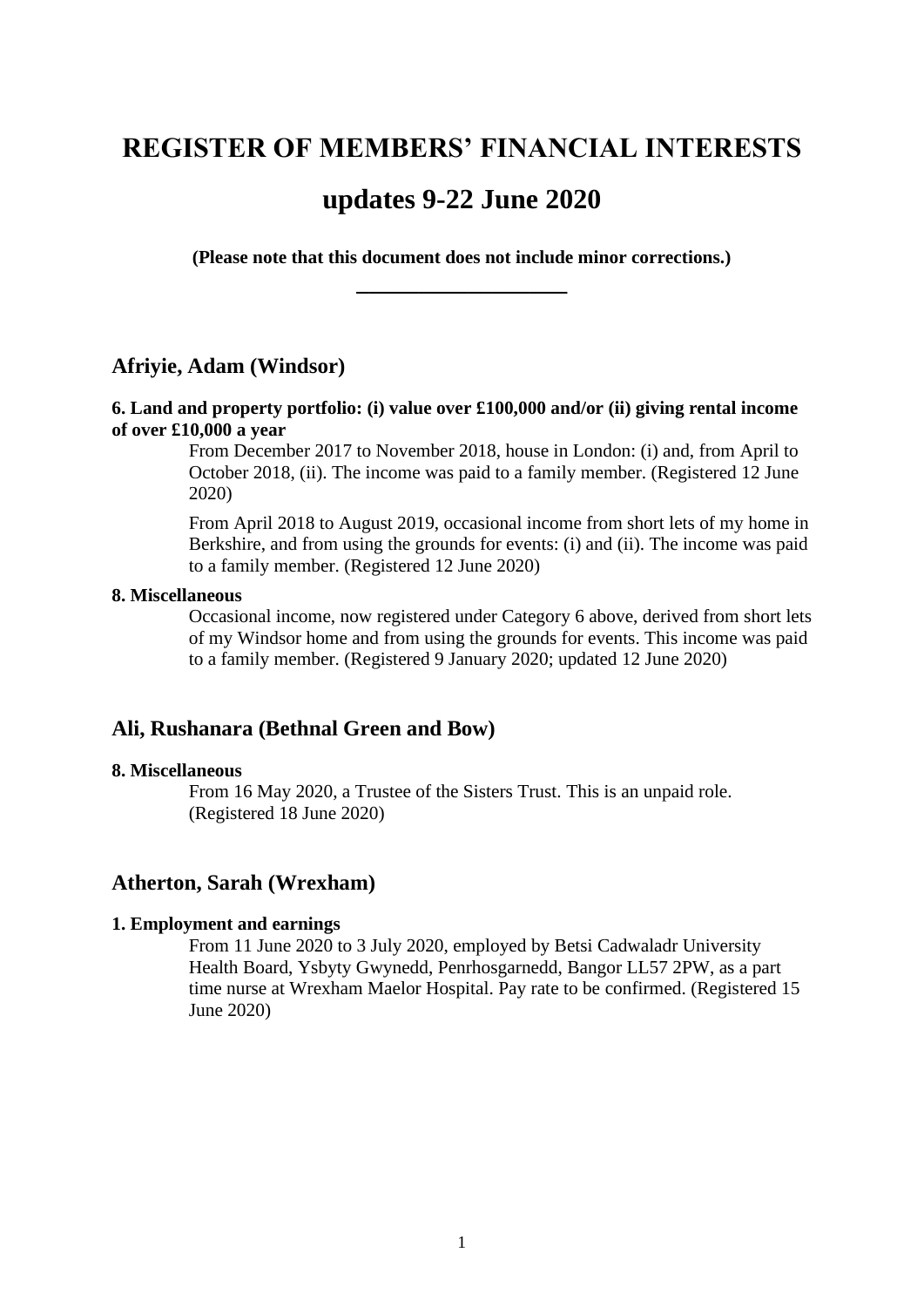# REGISTER OF MEMBERS' FINANCIAL INTERESTS

# updates 9-22 June 2020

**(Please note that this document does not include minor corrections.)**

---

## Afriyie, Adam (Windsor)

**6. Land and property portfolio: (i) value over £100,000 and/or (ii) giving rental income of over £10,000 a year**

From December 2017 to November 2018, house in London: (i) and, from April to October 2018, (ii). The income was paid to a family member. (Registered 12 June 2020)

From April 2018 to August 2019, occasional income from short lets of my home in Berkshire, and from using the grounds for events: (i) and (ii). The income was paid to a family member. (Registered 12 June 2020)

**8. Miscellaneous**

Occasional income, now registered under Category 6 above, derived from short lets of my Windsor home and from using the grounds for events. This income was paid to a family member. (Registered 9 January 2020; updated 12 June 2020)

## Ali, Rushanara (Bethnal Green and Bow)

**8. Miscellaneous**

From 16 May 2020, a Trustee of the Sisters Trust. This is an unpaid role. (Registered 18 June 2020)

## Atherton, Sarah (Wrexham)

**1. Employment and earnings**

From 11 June 2020 to 3 July 2020, employed by Betsi Cadwaladr University Health Board, Ysbyty Gwynedd, Penrhosgarnedd, Bangor LL57 2PW, as a part time nurse at Wrexham Maelor Hospital. Pay rate to be confirmed. (Registered 15 June 2020)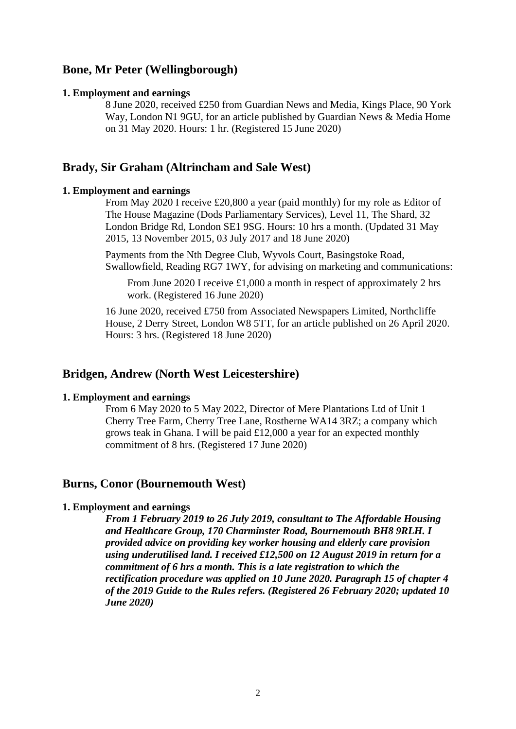## Bone, Mr Peter (Wellingborough)

**1. Employment and earnings**

8 June 2020, received £250 from Guardian News and Media, Kings Place, 90 York Way, London N1 9GU, for an article published by Guardian News & Media Home on 31 May 2020. Hours: 1 hr. (Registered 15 June 2020)

## Brady, Sir Graham (Altrincham and Sale West)

**1. Employment and earnings**

From May 2020 I receive £20,800 a year (paid monthly) for my role as Editor of The House Magazine (Dods Parliamentary Services), Level 11, The Shard, 32 London Bridge Rd, London SE1 9SG. Hours: 10 hrs a month. (Updated 31 May 2015, 13 November 2015, 03 July 2017 and 18 June 2020)

Payments from the Nth Degree Club, Wyvols Court, Basingstoke Road, Swallowfield, Reading RG7 1WY, for advising on marketing and communications:

> From June 2020 I receive £1,000 a month in respect of approximately 2 hrs work. (Registered 16 June 2020)

16 June 2020, received £750 from Associated Newspapers Limited, Northcliffe House, 2 Derry Street, London W8 5TT, for an article published on 26 April 2020. Hours: 3 hrs. (Registered 18 June 2020)

## Bridgen, Andrew (North West Leicestershire)

**1. Employment and earnings**

From 6 May 2020 to 5 May 2022, Director of Mere Plantations Ltd of Unit 1 Cherry Tree Farm, Cherry Tree Lane, Rostherne WA14 3RZ; a company which grows teak in Ghana. I will be paid £12,000 a year for an expected monthly commitment of 8 hrs. (Registered 17 June 2020)

## Burns, Conor (Bournemouth West)

**1. Employment and earnings**

***From 1 February 2019 to 26 July 2019, consultant to The Affordable Housing and Healthcare Group, 170 Charminster Road, Bournemouth BH8 9RLH. I provided advice on providing key worker housing and elderly care provision using underutilised land. I received £12,500 on 12 August 2019 in return for a commitment of 6 hrs a month. This is a late registration to which the rectification procedure was applied on 10 June 2020. Paragraph 15 of chapter 4 of the 2019 Guide to the Rules refers. (Registered 26 February 2020; updated 10 June 2020)***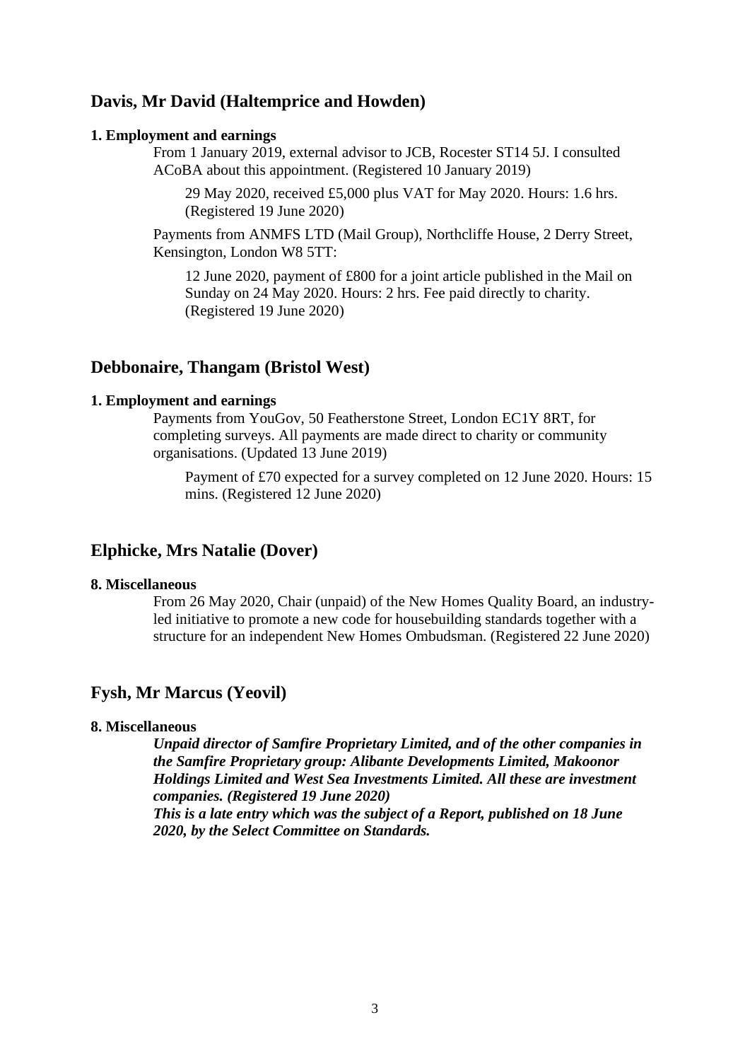## Davis, Mr David (Haltemprice and Howden)

**1. Employment and earnings**

From 1 January 2019, external advisor to JCB, Rocester ST14 5J. I consulted ACoBA about this appointment. (Registered 10 January 2019)

29 May 2020, received £5,000 plus VAT for May 2020. Hours: 1.6 hrs. (Registered 19 June 2020)

Payments from ANMFS LTD (Mail Group), Northcliffe House, 2 Derry Street, Kensington, London W8 5TT:

12 June 2020, payment of £800 for a joint article published in the Mail on Sunday on 24 May 2020. Hours: 2 hrs. Fee paid directly to charity. (Registered 19 June 2020)

## Debbonaire, Thangam (Bristol West)

**1. Employment and earnings**

Payments from YouGov, 50 Featherstone Street, London EC1Y 8RT, for completing surveys. All payments are made direct to charity or community organisations. (Updated 13 June 2019)

Payment of £70 expected for a survey completed on 12 June 2020. Hours: 15 mins. (Registered 12 June 2020)

## Elphicke, Mrs Natalie (Dover)

**8. Miscellaneous**

From 26 May 2020, Chair (unpaid) of the New Homes Quality Board, an industry-led initiative to promote a new code for housebuilding standards together with a structure for an independent New Homes Ombudsman. (Registered 22 June 2020)

## Fysh, Mr Marcus (Yeovil)

**8. Miscellaneous**

***Unpaid director of Samfire Proprietary Limited, and of the other companies in the Samfire Proprietary group: Alibante Developments Limited, Makoonor Holdings Limited and West Sea Investments Limited. All these are investment companies. (Registered 19 June 2020)***
***This is a late entry which was the subject of a Report, published on 18 June 2020, by the Select Committee on Standards.***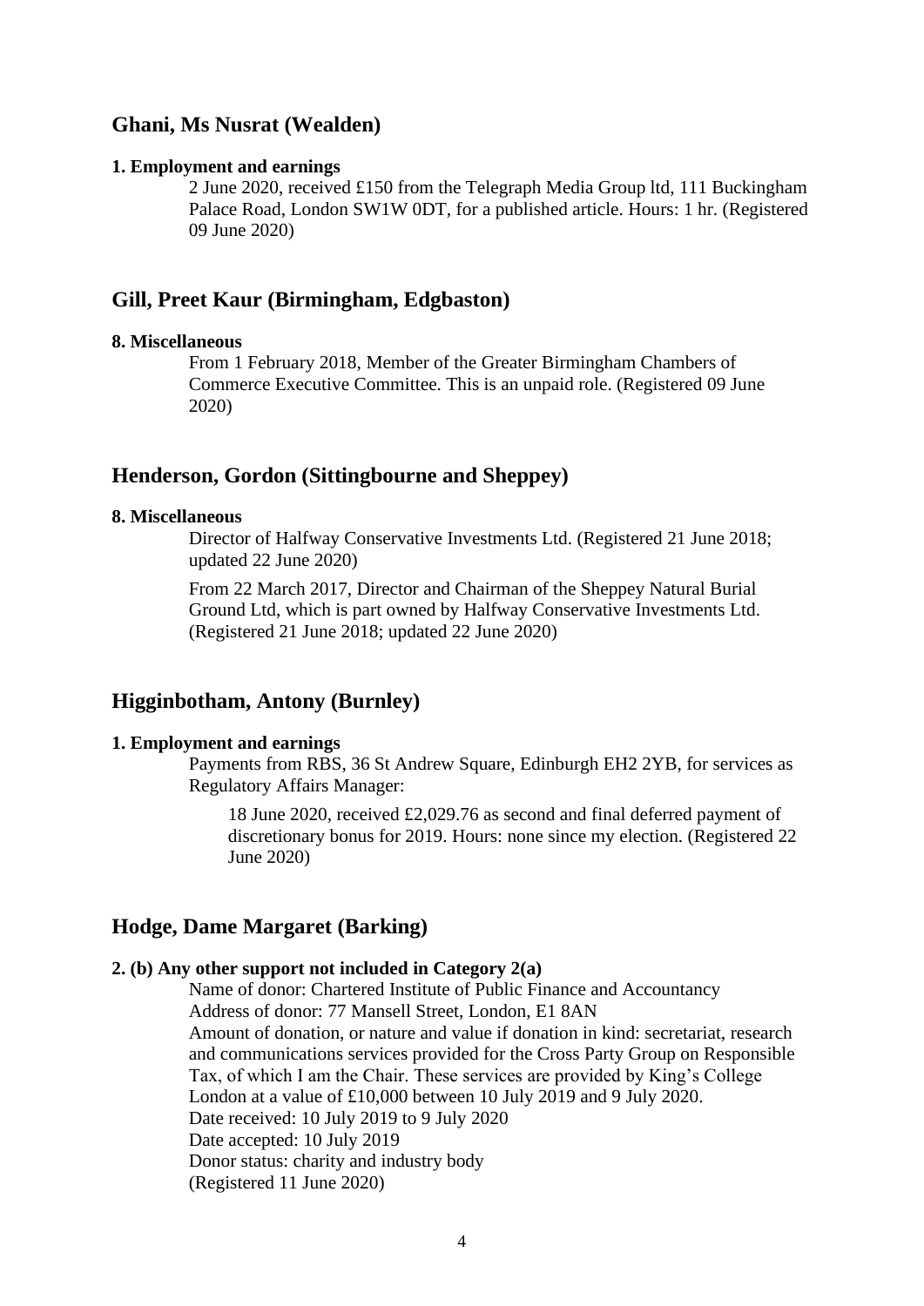## Ghani, Ms Nusrat (Wealden)

**1. Employment and earnings**

2 June 2020, received £150 from the Telegraph Media Group ltd, 111 Buckingham Palace Road, London SW1W 0DT, for a published article. Hours: 1 hr. (Registered 09 June 2020)

## Gill, Preet Kaur (Birmingham, Edgbaston)

**8. Miscellaneous**

From 1 February 2018, Member of the Greater Birmingham Chambers of Commerce Executive Committee. This is an unpaid role. (Registered 09 June 2020)

## Henderson, Gordon (Sittingbourne and Sheppey)

**8. Miscellaneous**

Director of Halfway Conservative Investments Ltd. (Registered 21 June 2018; updated 22 June 2020)

From 22 March 2017, Director and Chairman of the Sheppey Natural Burial Ground Ltd, which is part owned by Halfway Conservative Investments Ltd. (Registered 21 June 2018; updated 22 June 2020)

## Higginbotham, Antony (Burnley)

**1. Employment and earnings**

Payments from RBS, 36 St Andrew Square, Edinburgh EH2 2YB, for services as Regulatory Affairs Manager:

18 June 2020, received £2,029.76 as second and final deferred payment of discretionary bonus for 2019. Hours: none since my election. (Registered 22 June 2020)

## Hodge, Dame Margaret (Barking)

**2. (b) Any other support not included in Category 2(a)**

Name of donor: Chartered Institute of Public Finance and Accountancy
Address of donor: 77 Mansell Street, London, E1 8AN
Amount of donation, or nature and value if donation in kind: secretariat, research and communications services provided for the Cross Party Group on Responsible Tax, of which I am the Chair. These services are provided by King's College London at a value of £10,000 between 10 July 2019 and 9 July 2020.
Date received: 10 July 2019 to 9 July 2020
Date accepted: 10 July 2019
Donor status: charity and industry body
(Registered 11 June 2020)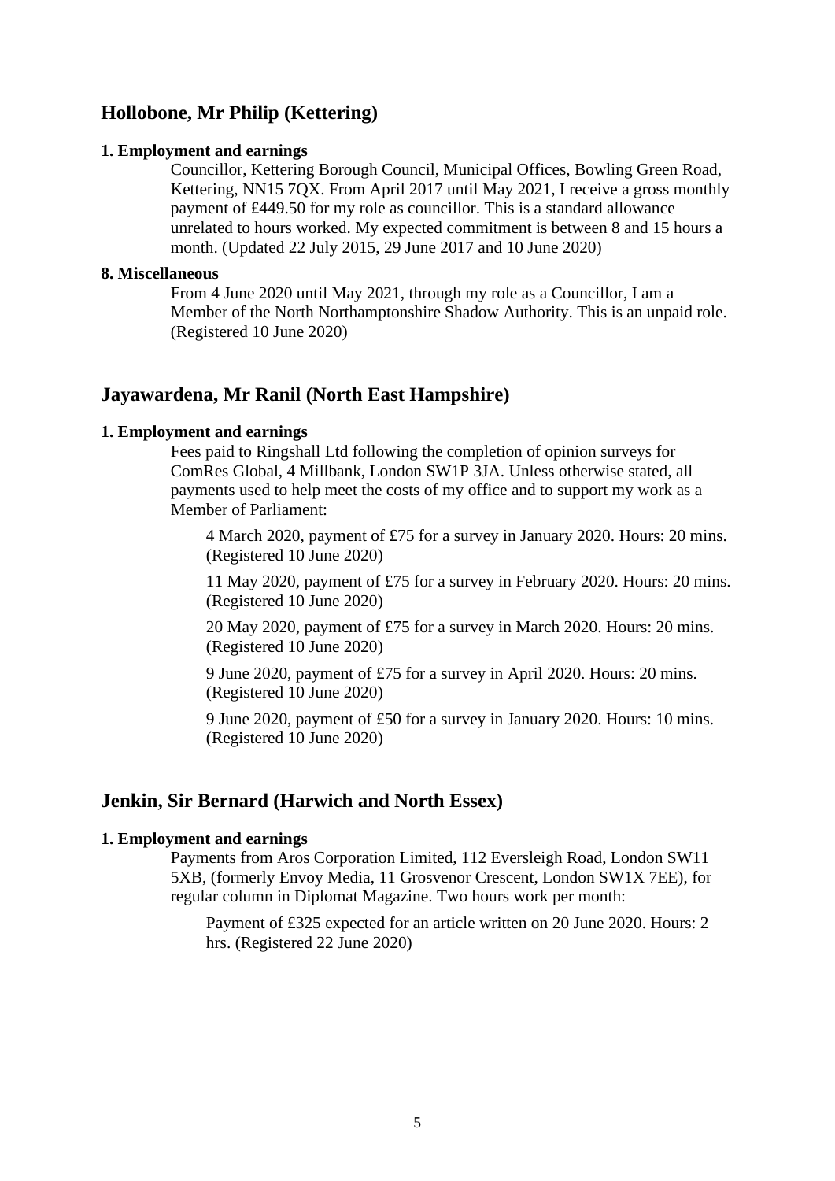## Hollobone, Mr Philip (Kettering)

**1. Employment and earnings**

Councillor, Kettering Borough Council, Municipal Offices, Bowling Green Road, Kettering, NN15 7QX. From April 2017 until May 2021, I receive a gross monthly payment of £449.50 for my role as councillor. This is a standard allowance unrelated to hours worked. My expected commitment is between 8 and 15 hours a month. (Updated 22 July 2015, 29 June 2017 and 10 June 2020)

**8. Miscellaneous**

From 4 June 2020 until May 2021, through my role as a Councillor, I am a Member of the North Northamptonshire Shadow Authority. This is an unpaid role. (Registered 10 June 2020)

## Jayawardena, Mr Ranil (North East Hampshire)

**1. Employment and earnings**

Fees paid to Ringshall Ltd following the completion of opinion surveys for ComRes Global, 4 Millbank, London SW1P 3JA. Unless otherwise stated, all payments used to help meet the costs of my office and to support my work as a Member of Parliament:

4 March 2020, payment of £75 for a survey in January 2020. Hours: 20 mins. (Registered 10 June 2020)

11 May 2020, payment of £75 for a survey in February 2020. Hours: 20 mins. (Registered 10 June 2020)

20 May 2020, payment of £75 for a survey in March 2020. Hours: 20 mins. (Registered 10 June 2020)

9 June 2020, payment of £75 for a survey in April 2020. Hours: 20 mins. (Registered 10 June 2020)

9 June 2020, payment of £50 for a survey in January 2020. Hours: 10 mins. (Registered 10 June 2020)

## Jenkin, Sir Bernard (Harwich and North Essex)

**1. Employment and earnings**

Payments from Aros Corporation Limited, 112 Eversleigh Road, London SW11 5XB, (formerly Envoy Media, 11 Grosvenor Crescent, London SW1X 7EE), for regular column in Diplomat Magazine. Two hours work per month:

Payment of £325 expected for an article written on 20 June 2020. Hours: 2 hrs. (Registered 22 June 2020)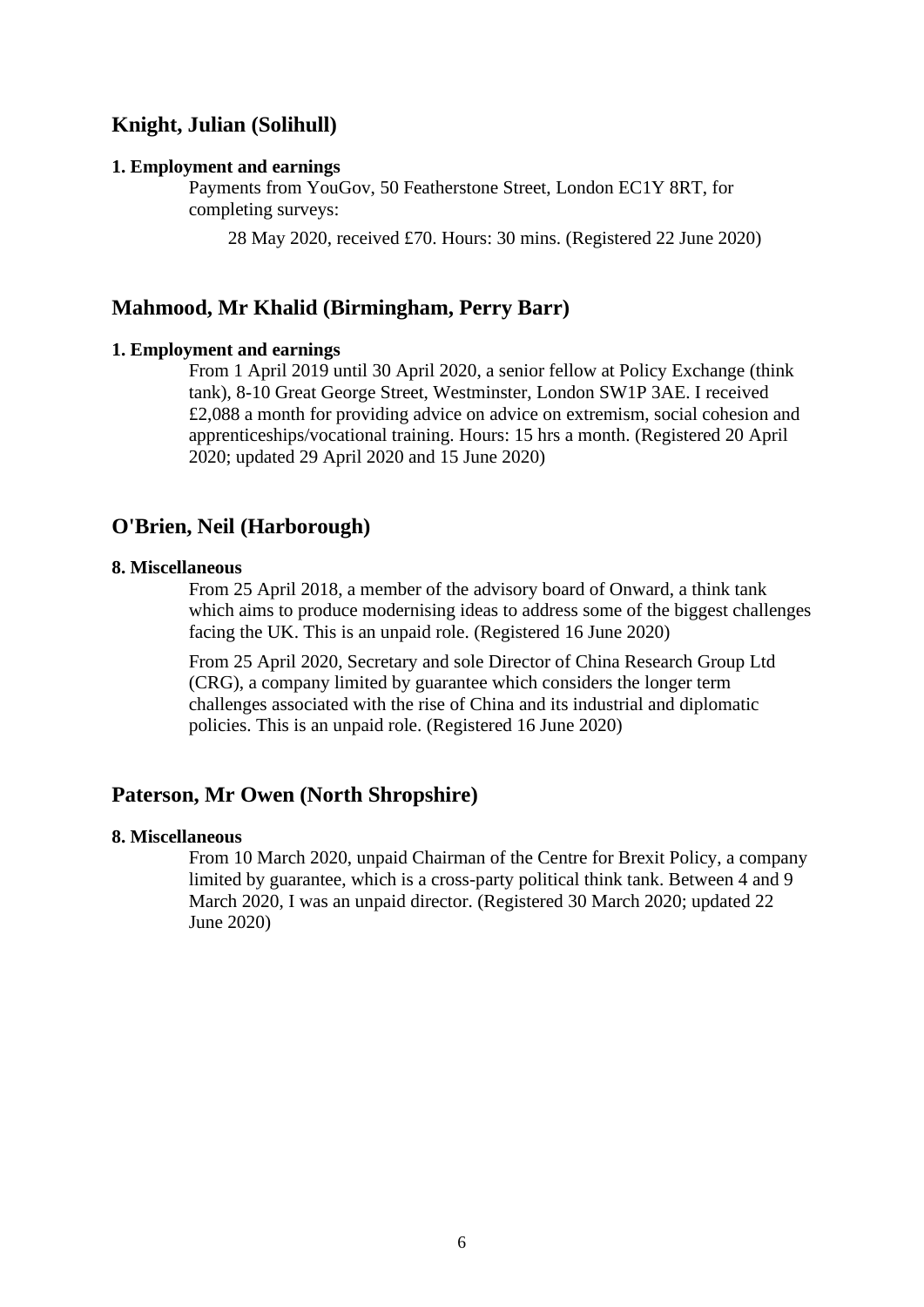## Knight, Julian (Solihull)

**1. Employment and earnings**

Payments from YouGov, 50 Featherstone Street, London EC1Y 8RT, for completing surveys:

28 May 2020, received £70. Hours: 30 mins. (Registered 22 June 2020)

## Mahmood, Mr Khalid (Birmingham, Perry Barr)

**1. Employment and earnings**

From 1 April 2019 until 30 April 2020, a senior fellow at Policy Exchange (think tank), 8-10 Great George Street, Westminster, London SW1P 3AE. I received £2,088 a month for providing advice on advice on extremism, social cohesion and apprenticeships/vocational training. Hours: 15 hrs a month. (Registered 20 April 2020; updated 29 April 2020 and 15 June 2020)

## O'Brien, Neil (Harborough)

**8. Miscellaneous**

From 25 April 2018, a member of the advisory board of Onward, a think tank which aims to produce modernising ideas to address some of the biggest challenges facing the UK. This is an unpaid role. (Registered 16 June 2020)

From 25 April 2020, Secretary and sole Director of China Research Group Ltd (CRG), a company limited by guarantee which considers the longer term challenges associated with the rise of China and its industrial and diplomatic policies. This is an unpaid role. (Registered 16 June 2020)

## Paterson, Mr Owen (North Shropshire)

**8. Miscellaneous**

From 10 March 2020, unpaid Chairman of the Centre for Brexit Policy, a company limited by guarantee, which is a cross-party political think tank. Between 4 and 9 March 2020, I was an unpaid director. (Registered 30 March 2020; updated 22 June 2020)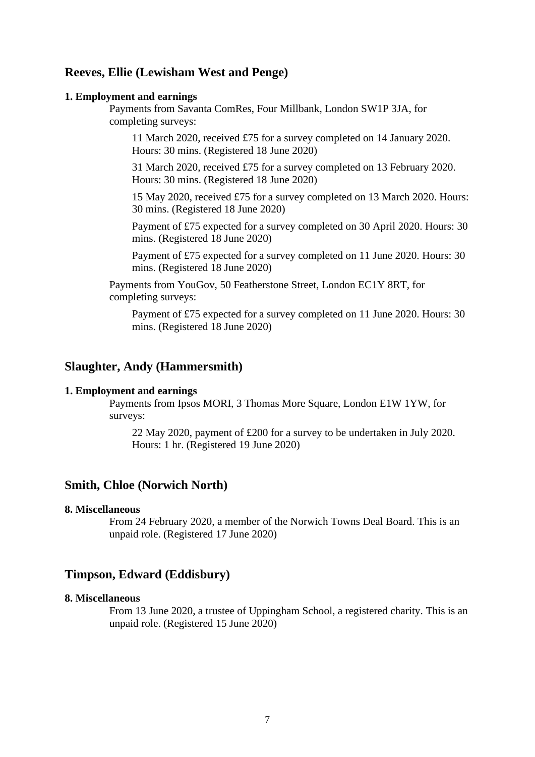## Reeves, Ellie (Lewisham West and Penge)

**1. Employment and earnings**

Payments from Savanta ComRes, Four Millbank, London SW1P 3JA, for completing surveys:

11 March 2020, received £75 for a survey completed on 14 January 2020. Hours: 30 mins. (Registered 18 June 2020)

31 March 2020, received £75 for a survey completed on 13 February 2020. Hours: 30 mins. (Registered 18 June 2020)

15 May 2020, received £75 for a survey completed on 13 March 2020. Hours: 30 mins. (Registered 18 June 2020)

Payment of £75 expected for a survey completed on 30 April 2020. Hours: 30 mins. (Registered 18 June 2020)

Payment of £75 expected for a survey completed on 11 June 2020. Hours: 30 mins. (Registered 18 June 2020)

Payments from YouGov, 50 Featherstone Street, London EC1Y 8RT, for completing surveys:

Payment of £75 expected for a survey completed on 11 June 2020. Hours: 30 mins. (Registered 18 June 2020)

## Slaughter, Andy (Hammersmith)

**1. Employment and earnings**

Payments from Ipsos MORI, 3 Thomas More Square, London E1W 1YW, for surveys:

22 May 2020, payment of £200 for a survey to be undertaken in July 2020. Hours: 1 hr. (Registered 19 June 2020)

## Smith, Chloe (Norwich North)

**8. Miscellaneous**

From 24 February 2020, a member of the Norwich Towns Deal Board. This is an unpaid role. (Registered 17 June 2020)

## Timpson, Edward (Eddisbury)

**8. Miscellaneous**

From 13 June 2020, a trustee of Uppingham School, a registered charity. This is an unpaid role. (Registered 15 June 2020)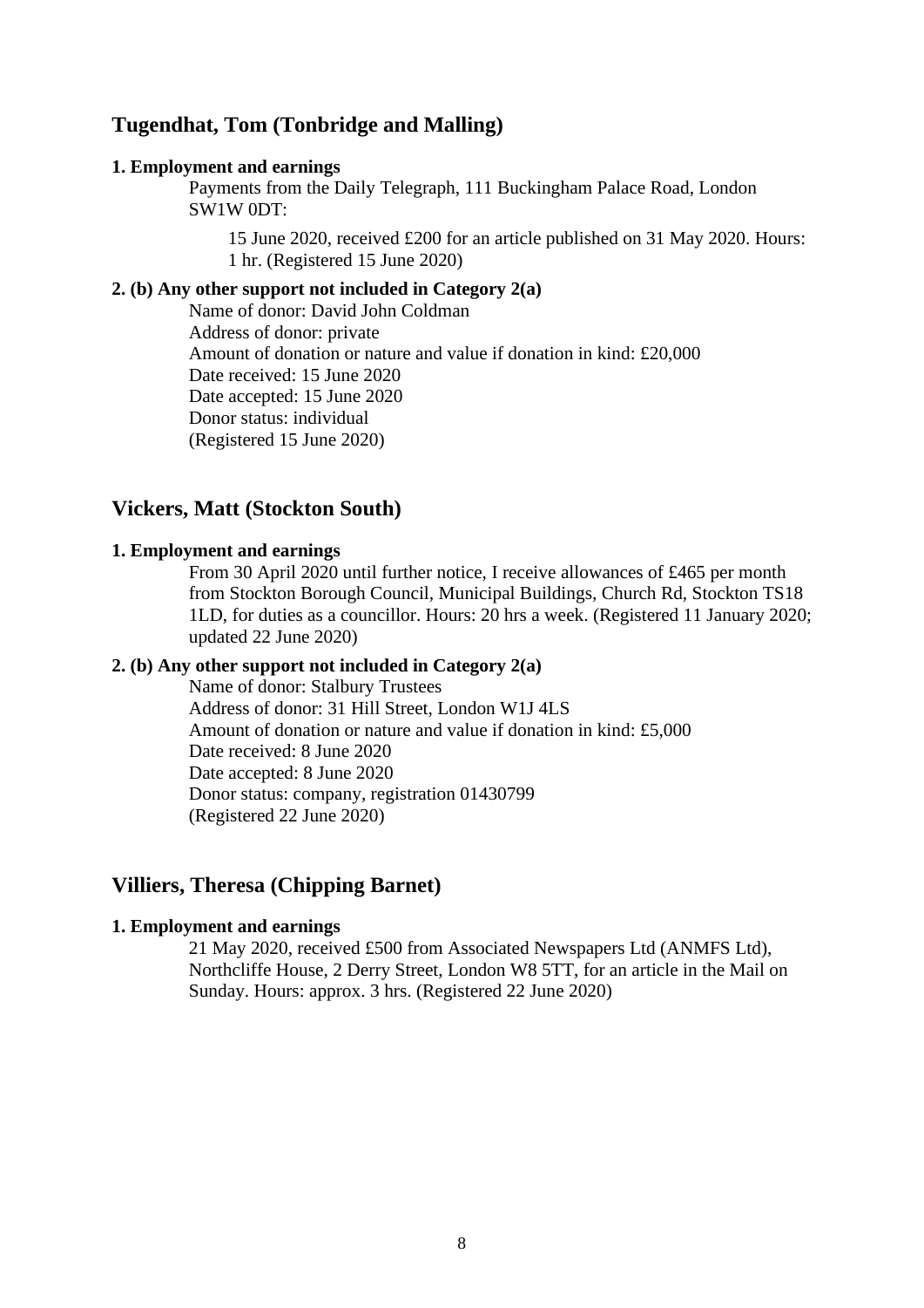## Tugendhat, Tom (Tonbridge and Malling)

**1. Employment and earnings**

Payments from the Daily Telegraph, 111 Buckingham Palace Road, London SW1W 0DT:

15 June 2020, received £200 for an article published on 31 May 2020. Hours: 1 hr. (Registered 15 June 2020)

**2. (b) Any other support not included in Category 2(a)**

Name of donor: David John Coldman
Address of donor: private
Amount of donation or nature and value if donation in kind: £20,000
Date received: 15 June 2020
Date accepted: 15 June 2020
Donor status: individual
(Registered 15 June 2020)

## Vickers, Matt (Stockton South)

**1. Employment and earnings**

From 30 April 2020 until further notice, I receive allowances of £465 per month from Stockton Borough Council, Municipal Buildings, Church Rd, Stockton TS18 1LD, for duties as a councillor. Hours: 20 hrs a week. (Registered 11 January 2020; updated 22 June 2020)

**2. (b) Any other support not included in Category 2(a)**

Name of donor: Stalbury Trustees
Address of donor: 31 Hill Street, London W1J 4LS
Amount of donation or nature and value if donation in kind: £5,000
Date received: 8 June 2020
Date accepted: 8 June 2020
Donor status: company, registration 01430799
(Registered 22 June 2020)

## Villiers, Theresa (Chipping Barnet)

**1. Employment and earnings**

21 May 2020, received £500 from Associated Newspapers Ltd (ANMFS Ltd), Northcliffe House, 2 Derry Street, London W8 5TT, for an article in the Mail on Sunday. Hours: approx. 3 hrs. (Registered 22 June 2020)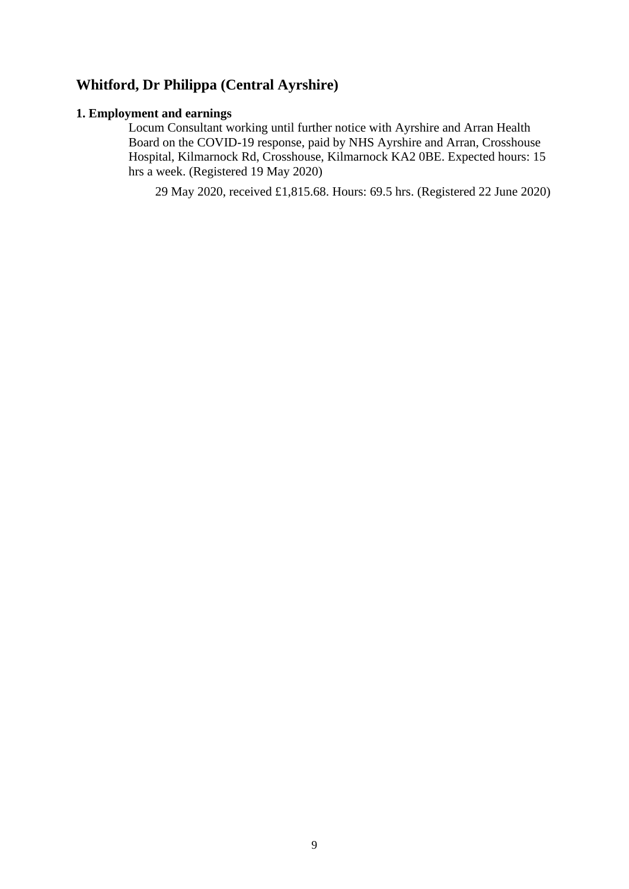## Whitford, Dr Philippa (Central Ayrshire)

**1. Employment and earnings**

Locum Consultant working until further notice with Ayrshire and Arran Health Board on the COVID-19 response, paid by NHS Ayrshire and Arran, Crosshouse Hospital, Kilmarnock Rd, Crosshouse, Kilmarnock KA2 0BE. Expected hours: 15 hrs a week. (Registered 19 May 2020)

29 May 2020, received £1,815.68. Hours: 69.5 hrs. (Registered 22 June 2020)